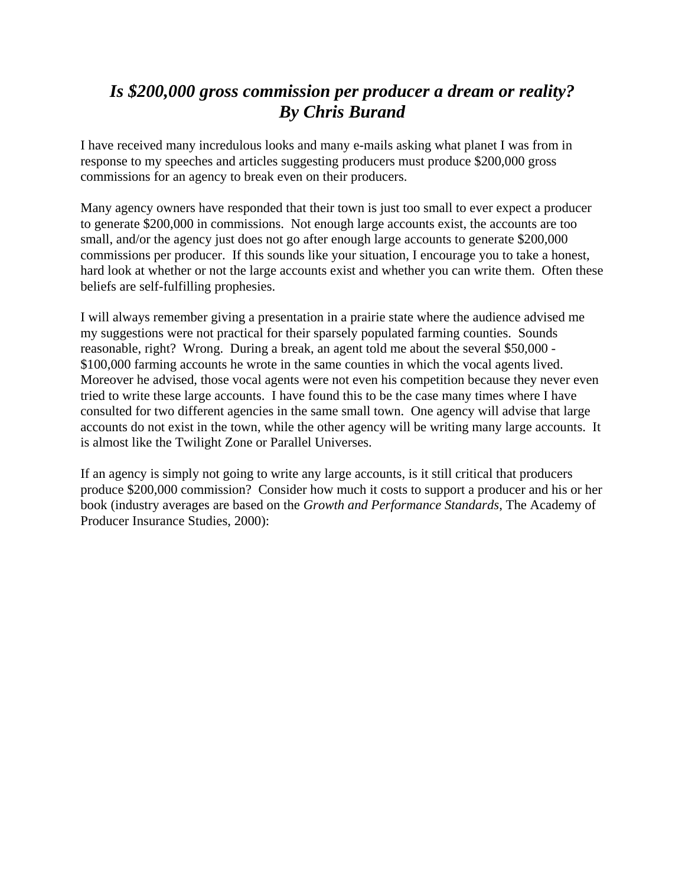# *Is $200,000 gross commission per producer a dream or reality?*
# *By Chris Burand*

I have received many incredulous looks and many e-mails asking what planet I was from in response to my speeches and articles suggesting producers must produce $200,000 gross commissions for an agency to break even on their producers.

Many agency owners have responded that their town is just too small to ever expect a producer to generate $200,000 in commissions. Not enough large accounts exist, the accounts are too small, and/or the agency just does not go after enough large accounts to generate $200,000 commissions per producer. If this sounds like your situation, I encourage you to take a honest, hard look at whether or not the large accounts exist and whether you can write them. Often these beliefs are self-fulfilling prophesies.

I will always remember giving a presentation in a prairie state where the audience advised me my suggestions were not practical for their sparsely populated farming counties. Sounds reasonable, right? Wrong. During a break, an agent told me about the several $50,000 - $100,000 farming accounts he wrote in the same counties in which the vocal agents lived. Moreover he advised, those vocal agents were not even his competition because they never even tried to write these large accounts. I have found this to be the case many times where I have consulted for two different agencies in the same small town. One agency will advise that large accounts do not exist in the town, while the other agency will be writing many large accounts. It is almost like the Twilight Zone or Parallel Universes.

If an agency is simply not going to write any large accounts, is it still critical that producers produce $200,000 commission? Consider how much it costs to support a producer and his or her book (industry averages are based on the *Growth and Performance Standards*, The Academy of Producer Insurance Studies, 2000):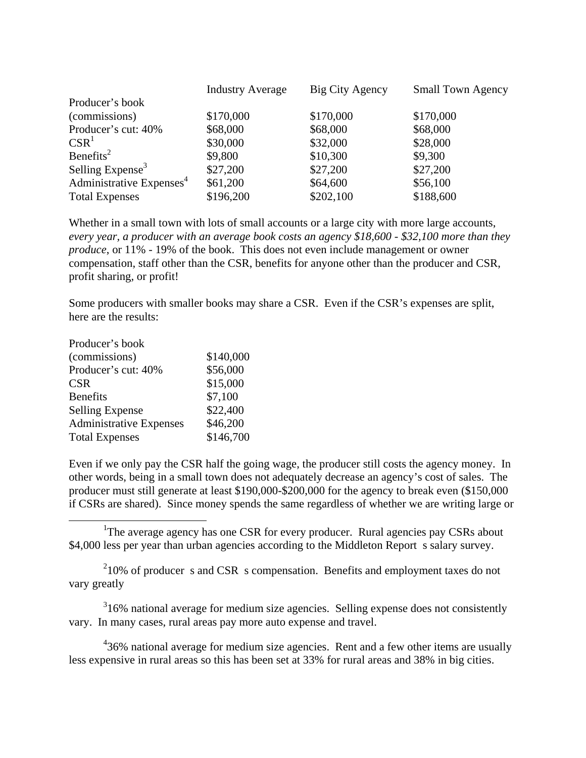| | Industry Average | Big City Agency | Small Town Agency |
|---|---|---|---|
| Producer's book (commissions) | $170,000 | $170,000 | $170,000 |
| Producer's cut: 40% | $68,000 | $68,000 | $68,000 |
| CSR[1] | $30,000 | $32,000 | $28,000 |
| Benefits[2] | $9,800 | $10,300 | $9,300 |
| Selling Expense[3] | $27,200 | $27,200 | $27,200 |
| Administrative Expenses[4] | $61,200 | $64,600 | $56,100 |
| Total Expenses | $196,200 | $202,100 | $188,600 |

Whether in a small town with lots of small accounts or a large city with more large accounts, *every year, a producer with an average book costs an agency $18,600 - $32,100 more than they produce*, or 11% - 19% of the book. This does not even include management or owner compensation, staff other than the CSR, benefits for anyone other than the producer and CSR, profit sharing, or profit!

Some producers with smaller books may share a CSR. Even if the CSR's expenses are split, here are the results:

| | |
|---|---|
| Producer's book (commissions) | $140,000 |
| Producer's cut: 40% | $56,000 |
| CSR | $15,000 |
| Benefits | $7,100 |
| Selling Expense | $22,400 |
| Administrative Expenses | $46,200 |
| Total Expenses | $146,700 |

Even if we only pay the CSR half the going wage, the producer still costs the agency money. In other words, being in a small town does not adequately decrease an agency's cost of sales. The producer must still generate at least $190,000-$200,000 for the agency to break even ($150,000 if CSRs are shared). Since money spends the same regardless of whether we are writing large or

---

[1] The average agency has one CSR for every producer. Rural agencies pay CSRs about $4,000 less per year than urban agencies according to the Middleton Report s salary survey.

[2] 10% of producer s and CSR s compensation. Benefits and employment taxes do not vary greatly

[3] 16% national average for medium size agencies. Selling expense does not consistently vary. In many cases, rural areas pay more auto expense and travel.

[4] 36% national average for medium size agencies. Rent and a few other items are usually less expensive in rural areas so this has been set at 33% for rural areas and 38% in big cities.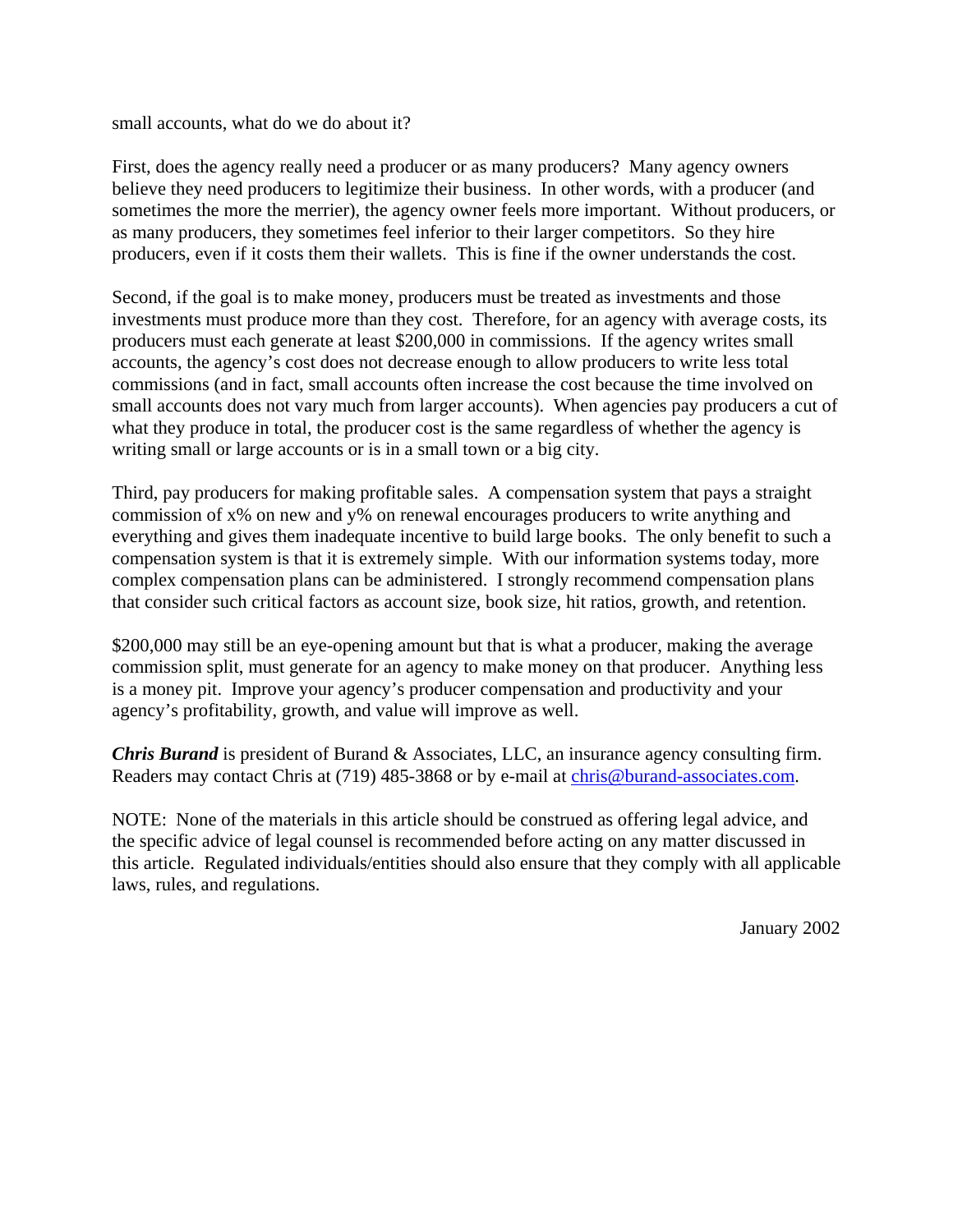small accounts, what do we do about it?

First, does the agency really need a producer or as many producers? Many agency owners believe they need producers to legitimize their business. In other words, with a producer (and sometimes the more the merrier), the agency owner feels more important. Without producers, or as many producers, they sometimes feel inferior to their larger competitors. So they hire producers, even if it costs them their wallets. This is fine if the owner understands the cost.

Second, if the goal is to make money, producers must be treated as investments and those investments must produce more than they cost. Therefore, for an agency with average costs, its producers must each generate at least $200,000 in commissions. If the agency writes small accounts, the agency's cost does not decrease enough to allow producers to write less total commissions (and in fact, small accounts often increase the cost because the time involved on small accounts does not vary much from larger accounts). When agencies pay producers a cut of what they produce in total, the producer cost is the same regardless of whether the agency is writing small or large accounts or is in a small town or a big city.

Third, pay producers for making profitable sales. A compensation system that pays a straight commission of x% on new and y% on renewal encourages producers to write anything and everything and gives them inadequate incentive to build large books. The only benefit to such a compensation system is that it is extremely simple. With our information systems today, more complex compensation plans can be administered. I strongly recommend compensation plans that consider such critical factors as account size, book size, hit ratios, growth, and retention.

$200,000 may still be an eye-opening amount but that is what a producer, making the average commission split, must generate for an agency to make money on that producer. Anything less is a money pit. Improve your agency's producer compensation and productivity and your agency's profitability, growth, and value will improve as well.

***Chris Burand*** is president of Burand & Associates, LLC, an insurance agency consulting firm. Readers may contact Chris at (719) 485-3868 or by e-mail at [chris@burand-associates.com](mailto:chris@burand-associates.com).

NOTE: None of the materials in this article should be construed as offering legal advice, and the specific advice of legal counsel is recommended before acting on any matter discussed in this article. Regulated individuals/entities should also ensure that they comply with all applicable laws, rules, and regulations.

January 2002